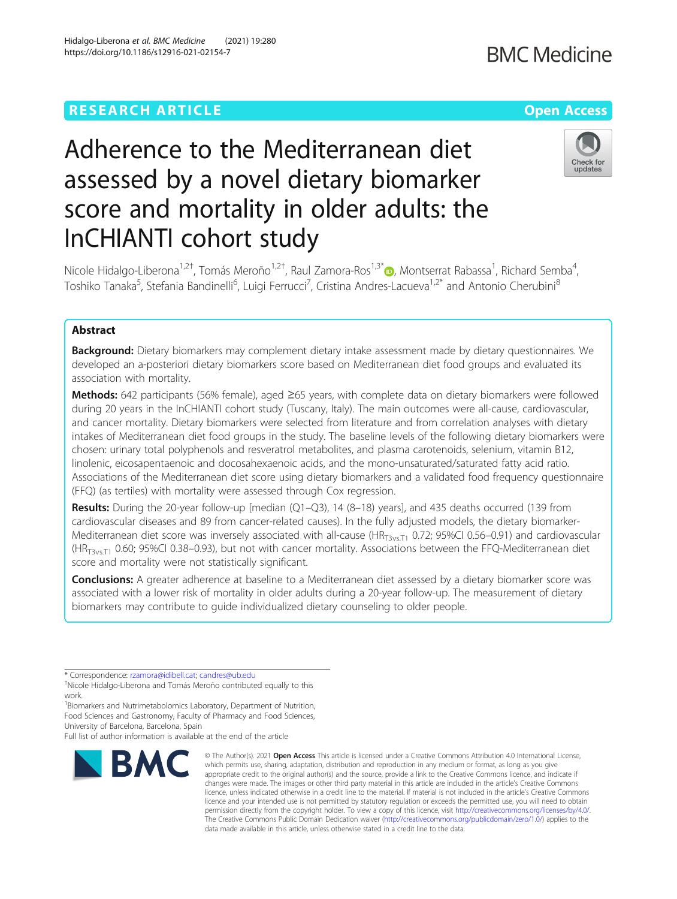RESEARCH ARTICLE

Open Access

# Adherence to the Mediterranean diet assessed by a novel dietary biomarker score and mortality in older adults: the InCHIANTI cohort study

Nicole Hidalgo-Liberona[1,2†], Tomás Meroño[1,2†], Raul Zamora-Ros[1,3*], Montserrat Rabassa[1], Richard Semba[4], Toshiko Tanaka[5], Stefania Bandinelli[6], Luigi Ferrucci[7], Cristina Andres-Lacueva[1,2*] and Antonio Cherubini[8]

## Abstract

**Background:** Dietary biomarkers may complement dietary intake assessment made by dietary questionnaires. We developed an a-posteriori dietary biomarkers score based on Mediterranean diet food groups and evaluated its association with mortality.

**Methods:** 642 participants (56% female), aged ≥65 years, with complete data on dietary biomarkers were followed during 20 years in the InCHIANTI cohort study (Tuscany, Italy). The main outcomes were all-cause, cardiovascular, and cancer mortality. Dietary biomarkers were selected from literature and from correlation analyses with dietary intakes of Mediterranean diet food groups in the study. The baseline levels of the following dietary biomarkers were chosen: urinary total polyphenols and resveratrol metabolites, and plasma carotenoids, selenium, vitamin B12, linolenic, eicosapentaenoic and docosahexaenoic acids, and the mono-unsaturated/saturated fatty acid ratio. Associations of the Mediterranean diet score using dietary biomarkers and a validated food frequency questionnaire (FFQ) (as tertiles) with mortality were assessed through Cox regression.

**Results:** During the 20-year follow-up [median (Q1–Q3), 14 (8–18) years], and 435 deaths occurred (139 from cardiovascular diseases and 89 from cancer-related causes). In the fully adjusted models, the dietary biomarker-Mediterranean diet score was inversely associated with all-cause ($HR_{T3vs.T1}$ 0.72; 95%CI 0.56–0.91) and cardiovascular ($HR_{T3vs.T1}$ 0.60; 95%CI 0.38–0.93), but not with cancer mortality. Associations between the FFQ-Mediterranean diet score and mortality were not statistically significant.

**Conclusions:** A greater adherence at baseline to a Mediterranean diet assessed by a dietary biomarker score was associated with a lower risk of mortality in older adults during a 20-year follow-up. The measurement of dietary biomarkers may contribute to guide individualized dietary counseling to older people.

---

* Correspondence: rzamora@idibell.cat; candres@ub.edu
†Nicole Hidalgo-Liberona and Tomás Meroño contributed equally to this work.
[1]Biomarkers and Nutrimetabolomics Laboratory, Department of Nutrition, Food Sciences and Gastronomy, Faculty of Pharmacy and Food Sciences, University of Barcelona, Barcelona, Spain
Full list of author information is available at the end of the article

© The Author(s). 2021 **Open Access** This article is licensed under a Creative Commons Attribution 4.0 International License, which permits use, sharing, adaptation, distribution and reproduction in any medium or format, as long as you give appropriate credit to the original author(s) and the source, provide a link to the Creative Commons licence, and indicate if changes were made. The images or other third party material in this article are included in the article's Creative Commons licence, unless indicated otherwise in a credit line to the material. If material is not included in the article's Creative Commons licence and your intended use is not permitted by statutory regulation or exceeds the permitted use, you will need to obtain permission directly from the copyright holder. To view a copy of this licence, visit http://creativecommons.org/licenses/by/4.0/. The Creative Commons Public Domain Dedication waiver (http://creativecommons.org/publicdomain/zero/1.0/) applies to the data made available in this article, unless otherwise stated in a credit line to the data.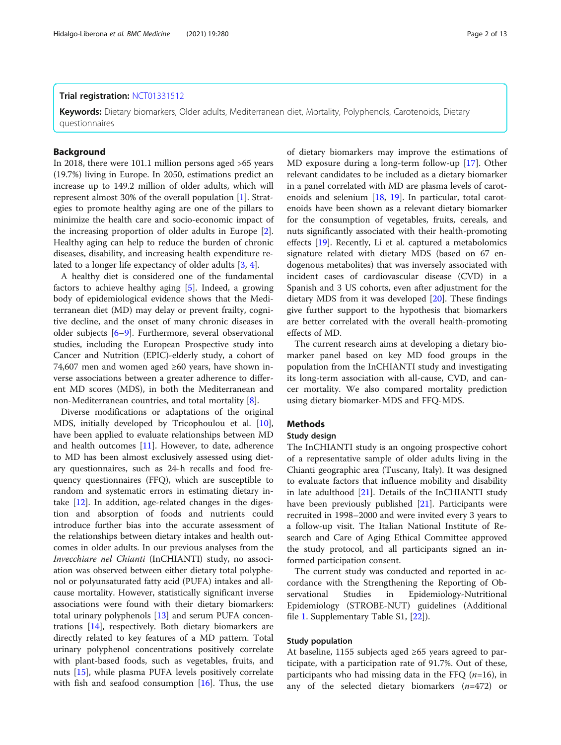**Trial registration:** NCT01331512

**Keywords:** Dietary biomarkers, Older adults, Mediterranean diet, Mortality, Polyphenols, Carotenoids, Dietary questionnaires

## Background

In 2018, there were 101.1 million persons aged >65 years (19.7%) living in Europe. In 2050, estimations predict an increase up to 149.2 million of older adults, which will represent almost 30% of the overall population [1]. Strategies to promote healthy aging are one of the pillars to minimize the health care and socio-economic impact of the increasing proportion of older adults in Europe [2]. Healthy aging can help to reduce the burden of chronic diseases, disability, and increasing health expenditure related to a longer life expectancy of older adults [3, 4].

A healthy diet is considered one of the fundamental factors to achieve healthy aging [5]. Indeed, a growing body of epidemiological evidence shows that the Mediterranean diet (MD) may delay or prevent frailty, cognitive decline, and the onset of many chronic diseases in older subjects [6–9]. Furthermore, several observational studies, including the European Prospective study into Cancer and Nutrition (EPIC)-elderly study, a cohort of 74,607 men and women aged ≥60 years, have shown inverse associations between a greater adherence to different MD scores (MDS), in both the Mediterranean and non-Mediterranean countries, and total mortality [8].

Diverse modifications or adaptations of the original MDS, initially developed by Tricophoulou et al. [10], have been applied to evaluate relationships between MD and health outcomes [11]. However, to date, adherence to MD has been almost exclusively assessed using dietary questionnaires, such as 24-h recalls and food frequency questionnaires (FFQ), which are susceptible to random and systematic errors in estimating dietary intake [12]. In addition, age-related changes in the digestion and absorption of foods and nutrients could introduce further bias into the accurate assessment of the relationships between dietary intakes and health outcomes in older adults. In our previous analyses from the *Invecchiare nel Chianti* (InCHIANTI) study, no association was observed between either dietary total polyphenol or polyunsaturated fatty acid (PUFA) intakes and all-cause mortality. However, statistically significant inverse associations were found with their dietary biomarkers: total urinary polyphenols [13] and serum PUFA concentrations [14], respectively. Both dietary biomarkers are directly related to key features of a MD pattern. Total urinary polyphenol concentrations positively correlate with plant-based foods, such as vegetables, fruits, and nuts [15], while plasma PUFA levels positively correlate with fish and seafood consumption [16]. Thus, the use of dietary biomarkers may improve the estimations of MD exposure during a long-term follow-up [17]. Other relevant candidates to be included as a dietary biomarker in a panel correlated with MD are plasma levels of carotenoids and selenium [18, 19]. In particular, total carotenoids have been shown as a relevant dietary biomarker for the consumption of vegetables, fruits, cereals, and nuts significantly associated with their health-promoting effects [19]. Recently, Li et al. captured a metabolomics signature related with dietary MDS (based on 67 endogenous metabolites) that was inversely associated with incident cases of cardiovascular disease (CVD) in a Spanish and 3 US cohorts, even after adjustment for the dietary MDS from it was developed [20]. These findings give further support to the hypothesis that biomarkers are better correlated with the overall health-promoting effects of MD.

The current research aims at developing a dietary biomarker panel based on key MD food groups in the population from the InCHIANTI study and investigating its long-term association with all-cause, CVD, and cancer mortality. We also compared mortality prediction using dietary biomarker-MDS and FFQ-MDS.

## Methods

### Study design

The InCHIANTI study is an ongoing prospective cohort of a representative sample of older adults living in the Chianti geographic area (Tuscany, Italy). It was designed to evaluate factors that influence mobility and disability in late adulthood [21]. Details of the InCHIANTI study have been previously published [21]. Participants were recruited in 1998–2000 and were invited every 3 years to a follow-up visit. The Italian National Institute of Research and Care of Aging Ethical Committee approved the study protocol, and all participants signed an informed participation consent.

The current study was conducted and reported in accordance with the Strengthening the Reporting of Observational Studies in Epidemiology-Nutritional Epidemiology (STROBE-NUT) guidelines (Additional file 1. Supplementary Table S1, [22]).

### Study population

At baseline, 1155 subjects aged ≥65 years agreed to participate, with a participation rate of 91.7%. Out of these, participants who had missing data in the FFQ ($n$=16), in any of the selected dietary biomarkers ($n$=472) or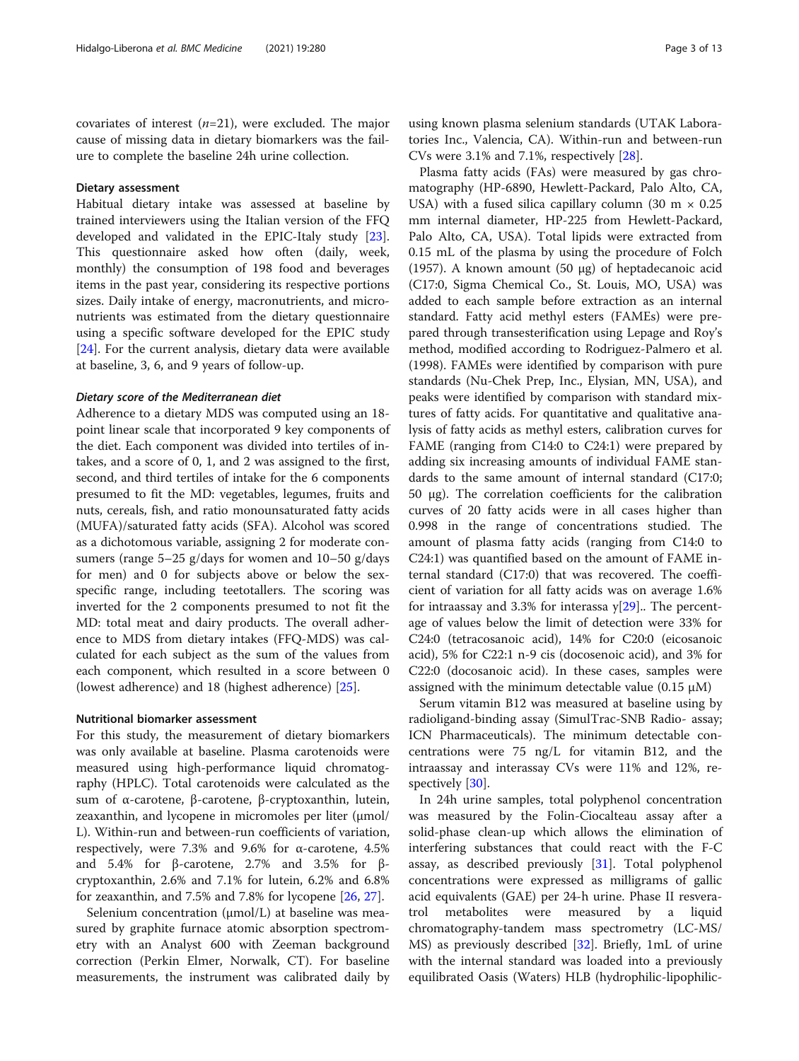covariates of interest ($n$=21), were excluded. The major cause of missing data in dietary biomarkers was the failure to complete the baseline 24h urine collection.

### Dietary assessment

Habitual dietary intake was assessed at baseline by trained interviewers using the Italian version of the FFQ developed and validated in the EPIC-Italy study [23]. This questionnaire asked how often (daily, week, monthly) the consumption of 198 food and beverages items in the past year, considering its respective portions sizes. Daily intake of energy, macronutrients, and micronutrients was estimated from the dietary questionnaire using a specific software developed for the EPIC study [24]. For the current analysis, dietary data were available at baseline, 3, 6, and 9 years of follow-up.

#### *Dietary score of the Mediterranean diet*

Adherence to a dietary MDS was computed using an 18-point linear scale that incorporated 9 key components of the diet. Each component was divided into tertiles of intakes, and a score of 0, 1, and 2 was assigned to the first, second, and third tertiles of intake for the 6 components presumed to fit the MD: vegetables, legumes, fruits and nuts, cereals, fish, and ratio monounsaturated fatty acids (MUFA)/saturated fatty acids (SFA). Alcohol was scored as a dichotomous variable, assigning 2 for moderate consumers (range 5–25 g/days for women and 10–50 g/days for men) and 0 for subjects above or below the sex-specific range, including teetotallers. The scoring was inverted for the 2 components presumed to not fit the MD: total meat and dairy products. The overall adherence to MDS from dietary intakes (FFQ-MDS) was calculated for each subject as the sum of the values from each component, which resulted in a score between 0 (lowest adherence) and 18 (highest adherence) [25].

### Nutritional biomarker assessment

For this study, the measurement of dietary biomarkers was only available at baseline. Plasma carotenoids were measured using high-performance liquid chromatography (HPLC). Total carotenoids were calculated as the sum of α-carotene, β-carotene, β-cryptoxanthin, lutein, zeaxanthin, and lycopene in micromoles per liter (μmol/L). Within-run and between-run coefficients of variation, respectively, were 7.3% and 9.6% for α-carotene, 4.5% and 5.4% for β-carotene, 2.7% and 3.5% for β-cryptoxanthin, 2.6% and 7.1% for lutein, 6.2% and 6.8% for zeaxanthin, and 7.5% and 7.8% for lycopene [26, 27].

Selenium concentration (μmol/L) at baseline was measured by graphite furnace atomic absorption spectrometry with an Analyst 600 with Zeeman background correction (Perkin Elmer, Norwalk, CT). For baseline measurements, the instrument was calibrated daily by using known plasma selenium standards (UTAK Laboratories Inc., Valencia, CA). Within-run and between-run CVs were 3.1% and 7.1%, respectively [28].

Plasma fatty acids (FAs) were measured by gas chromatography (HP-6890, Hewlett-Packard, Palo Alto, CA, USA) with a fused silica capillary column (30 m × 0.25 mm internal diameter, HP-225 from Hewlett-Packard, Palo Alto, CA, USA). Total lipids were extracted from 0.15 mL of the plasma by using the procedure of Folch (1957). A known amount (50 μg) of heptadecanoic acid (C17:0, Sigma Chemical Co., St. Louis, MO, USA) was added to each sample before extraction as an internal standard. Fatty acid methyl esters (FAMEs) were prepared through transesterification using Lepage and Roy's method, modified according to Rodriguez-Palmero et al. (1998). FAMEs were identified by comparison with pure standards (Nu-Chek Prep, Inc., Elysian, MN, USA), and peaks were identified by comparison with standard mixtures of fatty acids. For quantitative and qualitative analysis of fatty acids as methyl esters, calibration curves for FAME (ranging from C14:0 to C24:1) were prepared by adding six increasing amounts of individual FAME standards to the same amount of internal standard (C17:0; 50 μg). The correlation coefficients for the calibration curves of 20 fatty acids were in all cases higher than 0.998 in the range of concentrations studied. The amount of plasma fatty acids (ranging from C14:0 to C24:1) was quantified based on the amount of FAME internal standard (C17:0) that was recovered. The coefficient of variation for all fatty acids was on average 1.6% for intraassay and 3.3% for interassa y[29].. The percentage of values below the limit of detection were 33% for C24:0 (tetracosanoic acid), 14% for C20:0 (eicosanoic acid), 5% for C22:1 n-9 cis (docosenoic acid), and 3% for C22:0 (docosanoic acid). In these cases, samples were assigned with the minimum detectable value (0.15 μM)

Serum vitamin B12 was measured at baseline using by radioligand-binding assay (SimulTrac-SNB Radio- assay; ICN Pharmaceuticals). The minimum detectable concentrations were 75 ng/L for vitamin B12, and the intraassay and interassay CVs were 11% and 12%, respectively [30].

In 24h urine samples, total polyphenol concentration was measured by the Folin-Ciocalteu assay after a solid-phase clean-up which allows the elimination of interfering substances that could react with the F-C assay, as described previously [31]. Total polyphenol concentrations were expressed as milligrams of gallic acid equivalents (GAE) per 24-h urine. Phase II resveratrol metabolites were measured by a liquid chromatography-tandem mass spectrometry (LC-MS/MS) as previously described [32]. Briefly, 1mL of urine with the internal standard was loaded into a previously equilibrated Oasis (Waters) HLB (hydrophilic-lipophilic-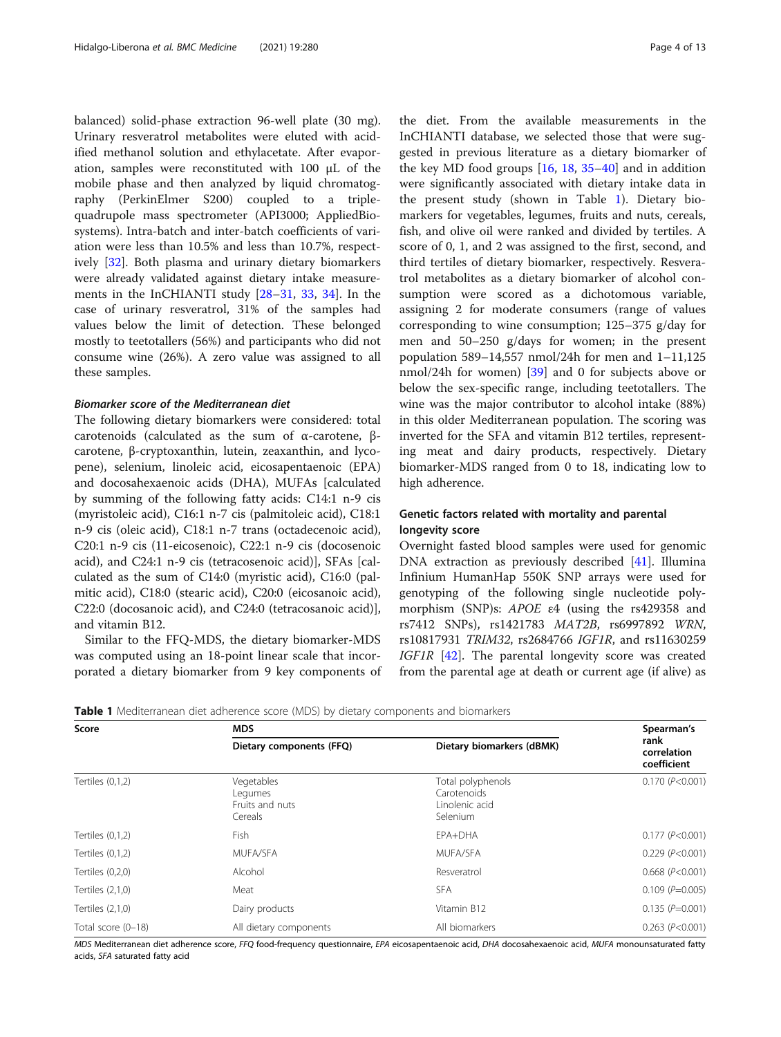balanced) solid-phase extraction 96-well plate (30 mg). Urinary resveratrol metabolites were eluted with acidified methanol solution and ethylacetate. After evaporation, samples were reconstituted with 100 μL of the mobile phase and then analyzed by liquid chromatography (PerkinElmer S200) coupled to a triple-quadrupole mass spectrometer (API3000; AppliedBiosystems). Intra-batch and inter-batch coefficients of variation were less than 10.5% and less than 10.7%, respectively [32]. Both plasma and urinary dietary biomarkers were already validated against dietary intake measurements in the InCHIANTI study [28–31, 33, 34]. In the case of urinary resveratrol, 31% of the samples had values below the limit of detection. These belonged mostly to teetotallers (56%) and participants who did not consume wine (26%). A zero value was assigned to all these samples.

#### *Biomarker score of the Mediterranean diet*

The following dietary biomarkers were considered: total carotenoids (calculated as the sum of α-carotene, β-carotene, β-cryptoxanthin, lutein, zeaxanthin, and lycopene), selenium, linoleic acid, eicosapentaenoic (EPA) and docosahexaenoic acids (DHA), MUFAs [calculated by summing of the following fatty acids: C14:1 n-9 cis (myristoleic acid), C16:1 n-7 cis (palmitoleic acid), C18:1 n-9 cis (oleic acid), C18:1 n-7 trans (octadecenoic acid), C20:1 n-9 cis (11-eicosenoic), C22:1 n-9 cis (docosenoic acid), and C24:1 n-9 cis (tetracosenoic acid)], SFAs [calculated as the sum of C14:0 (myristic acid), C16:0 (palmitic acid), C18:0 (stearic acid), C20:0 (eicosanoic acid), C22:0 (docosanoic acid), and C24:0 (tetracosanoic acid)], and vitamin B12.

Similar to the FFQ-MDS, the dietary biomarker-MDS was computed using an 18-point linear scale that incorporated a dietary biomarker from 9 key components of the diet. From the available measurements in the InCHIANTI database, we selected those that were suggested in previous literature as a dietary biomarker of the key MD food groups [16, 18, 35–40] and in addition were significantly associated with dietary intake data in the present study (shown in Table 1). Dietary biomarkers for vegetables, legumes, fruits and nuts, cereals, fish, and olive oil were ranked and divided by tertiles. A score of 0, 1, and 2 was assigned to the first, second, and third tertiles of dietary biomarker, respectively. Resveratrol metabolites as a dietary biomarker of alcohol consumption were scored as a dichotomous variable, assigning 2 for moderate consumers (range of values corresponding to wine consumption; 125–375 g/day for men and 50–250 g/days for women; in the present population 589–14,557 nmol/24h for men and 1–11,125 nmol/24h for women) [39] and 0 for subjects above or below the sex-specific range, including teetotallers. The wine was the major contributor to alcohol intake (88%) in this older Mediterranean population. The scoring was inverted for the SFA and vitamin B12 tertiles, representing meat and dairy products, respectively. Dietary biomarker-MDS ranged from 0 to 18, indicating low to high adherence.

### Genetic factors related with mortality and parental longevity score

Overnight fasted blood samples were used for genomic DNA extraction as previously described [41]. Illumina Infinium HumanHap 550K SNP arrays were used for genotyping of the following single nucleotide polymorphism (SNP)s: *APOE* ε4 (using the rs429358 and rs7412 SNPs), rs1421783 *MAT2B*, rs6997892 *WRN*, rs10817931 *TRIM32*, rs2684766 *IGF1R*, and rs11630259 *IGF1R* [42]. The parental longevity score was created from the parental age at death or current age (if alive) as

**Table 1** Mediterranean diet adherence score (MDS) by dietary components and biomarkers

| Score | MDS | | Spearman's rank correlation coefficient |
|---|---|---|---|
| | Dietary components (FFQ) | Dietary biomarkers (dBMK) | |
| Tertiles (0,1,2) | Vegetables<br>Legumes<br>Fruits and nuts<br>Cereals | Total polyphenols<br>Carotenoids<br>Linolenic acid<br>Selenium | 0.170 ($P$<0.001) |
| Tertiles (0,1,2) | Fish | EPA+DHA | 0.177 ($P$<0.001) |
| Tertiles (0,1,2) | MUFA/SFA | MUFA/SFA | 0.229 ($P$<0.001) |
| Tertiles (0,2,0) | Alcohol | Resveratrol | 0.668 ($P$<0.001) |
| Tertiles (2,1,0) | Meat | SFA | 0.109 ($P$=0.005) |
| Tertiles (2,1,0) | Dairy products | Vitamin B12 | 0.135 ($P$=0.001) |
| Total score (0–18) | All dietary components | All biomarkers | 0.263 ($P$<0.001) |

*MDS* Mediterranean diet adherence score, *FFQ* food-frequency questionnaire, *EPA* eicosapentaenoic acid, *DHA* docosahexaenoic acid, *MUFA* monounsaturated fatty acids, *SFA* saturated fatty acid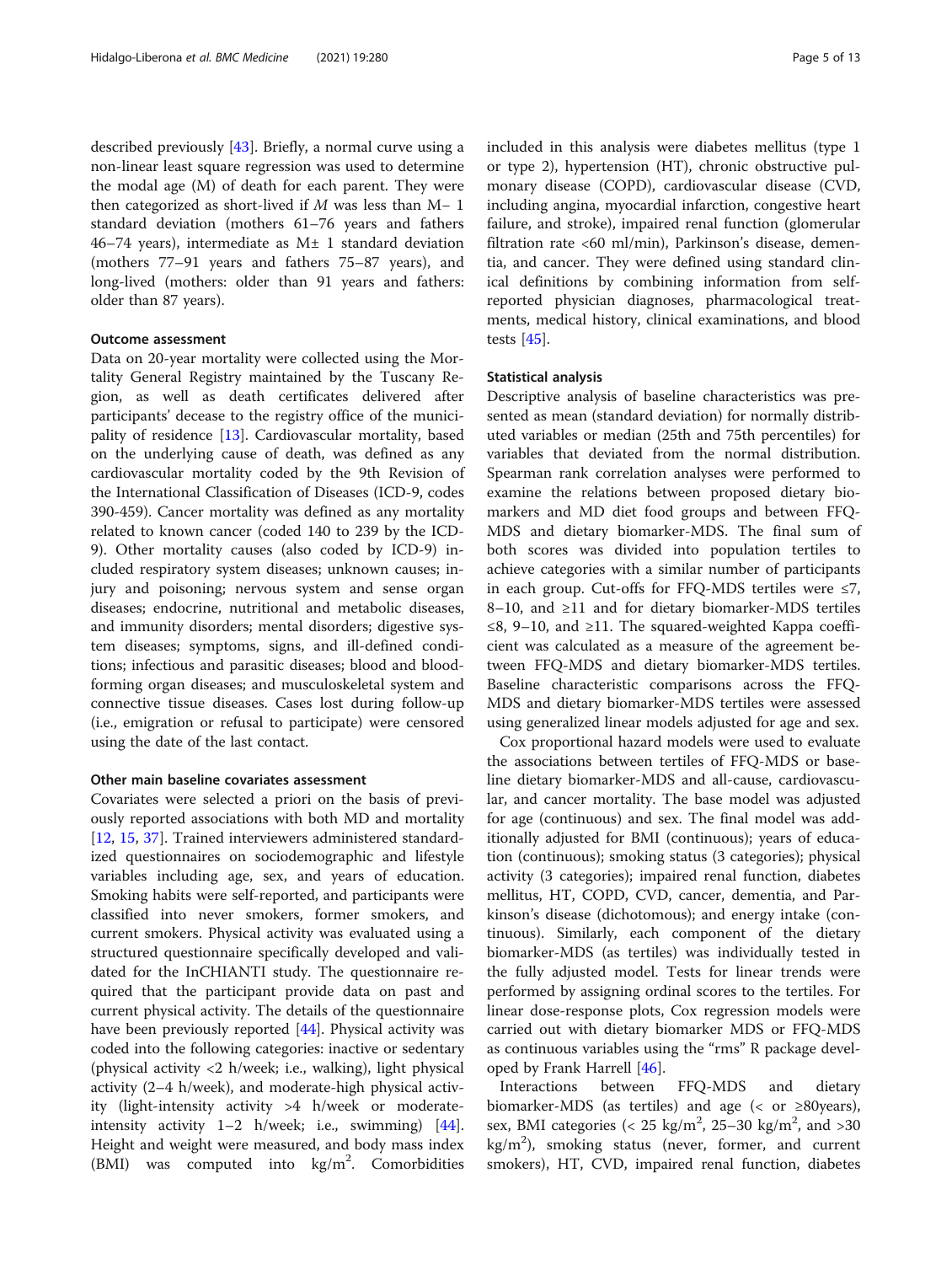described previously [43]. Briefly, a normal curve using a non-linear least square regression was used to determine the modal age (M) of death for each parent. They were then categorized as short-lived if *M* was less than M− 1 standard deviation (mothers 61–76 years and fathers 46–74 years), intermediate as M± 1 standard deviation (mothers 77–91 years and fathers 75–87 years), and long-lived (mothers: older than 91 years and fathers: older than 87 years).

### Outcome assessment

Data on 20-year mortality were collected using the Mortality General Registry maintained by the Tuscany Region, as well as death certificates delivered after participants' decease to the registry office of the municipality of residence [13]. Cardiovascular mortality, based on the underlying cause of death, was defined as any cardiovascular mortality coded by the 9th Revision of the International Classification of Diseases (ICD-9, codes 390-459). Cancer mortality was defined as any mortality related to known cancer (coded 140 to 239 by the ICD-9). Other mortality causes (also coded by ICD-9) included respiratory system diseases; unknown causes; injury and poisoning; nervous system and sense organ diseases; endocrine, nutritional and metabolic diseases, and immunity disorders; mental disorders; digestive system diseases; symptoms, signs, and ill-defined conditions; infectious and parasitic diseases; blood and blood-forming organ diseases; and musculoskeletal system and connective tissue diseases. Cases lost during follow-up (i.e., emigration or refusal to participate) were censored using the date of the last contact.

### Other main baseline covariates assessment

Covariates were selected a priori on the basis of previously reported associations with both MD and mortality [12, 15, 37]. Trained interviewers administered standardized questionnaires on sociodemographic and lifestyle variables including age, sex, and years of education. Smoking habits were self-reported, and participants were classified into never smokers, former smokers, and current smokers. Physical activity was evaluated using a structured questionnaire specifically developed and validated for the InCHIANTI study. The questionnaire required that the participant provide data on past and current physical activity. The details of the questionnaire have been previously reported [44]. Physical activity was coded into the following categories: inactive or sedentary (physical activity <2 h/week; i.e., walking), light physical activity (2–4 h/week), and moderate-high physical activity (light-intensity activity >4 h/week or moderate-intensity activity 1–2 h/week; i.e., swimming) [44]. Height and weight were measured, and body mass index (BMI) was computed into kg/m$^2$. Comorbidities included in this analysis were diabetes mellitus (type 1 or type 2), hypertension (HT), chronic obstructive pulmonary disease (COPD), cardiovascular disease (CVD, including angina, myocardial infarction, congestive heart failure, and stroke), impaired renal function (glomerular filtration rate <60 ml/min), Parkinson's disease, dementia, and cancer. They were defined using standard clinical definitions by combining information from self-reported physician diagnoses, pharmacological treatments, medical history, clinical examinations, and blood tests [45].

### Statistical analysis

Descriptive analysis of baseline characteristics was presented as mean (standard deviation) for normally distributed variables or median (25th and 75th percentiles) for variables that deviated from the normal distribution. Spearman rank correlation analyses were performed to examine the relations between proposed dietary biomarkers and MD diet food groups and between FFQ-MDS and dietary biomarker-MDS. The final sum of both scores was divided into population tertiles to achieve categories with a similar number of participants in each group. Cut-offs for FFQ-MDS tertiles were ≤7, 8–10, and ≥11 and for dietary biomarker-MDS tertiles ≤8, 9–10, and ≥11. The squared-weighted Kappa coefficient was calculated as a measure of the agreement between FFQ-MDS and dietary biomarker-MDS tertiles. Baseline characteristic comparisons across the FFQ-MDS and dietary biomarker-MDS tertiles were assessed using generalized linear models adjusted for age and sex.

Cox proportional hazard models were used to evaluate the associations between tertiles of FFQ-MDS or baseline dietary biomarker-MDS and all-cause, cardiovascular, and cancer mortality. The base model was adjusted for age (continuous) and sex. The final model was additionally adjusted for BMI (continuous); years of education (continuous); smoking status (3 categories); physical activity (3 categories); impaired renal function, diabetes mellitus, HT, COPD, CVD, cancer, dementia, and Parkinson's disease (dichotomous); and energy intake (continuous). Similarly, each component of the dietary biomarker-MDS (as tertiles) was individually tested in the fully adjusted model. Tests for linear trends were performed by assigning ordinal scores to the tertiles. For linear dose-response plots, Cox regression models were carried out with dietary biomarker MDS or FFQ-MDS as continuous variables using the "rms" R package developed by Frank Harrell [46].

Interactions between FFQ-MDS and dietary biomarker-MDS (as tertiles) and age (< or ≥80years), sex, BMI categories (< 25 kg/m$^2$, 25–30 kg/m$^2$, and >30 kg/m$^2$), smoking status (never, former, and current smokers), HT, CVD, impaired renal function, diabetes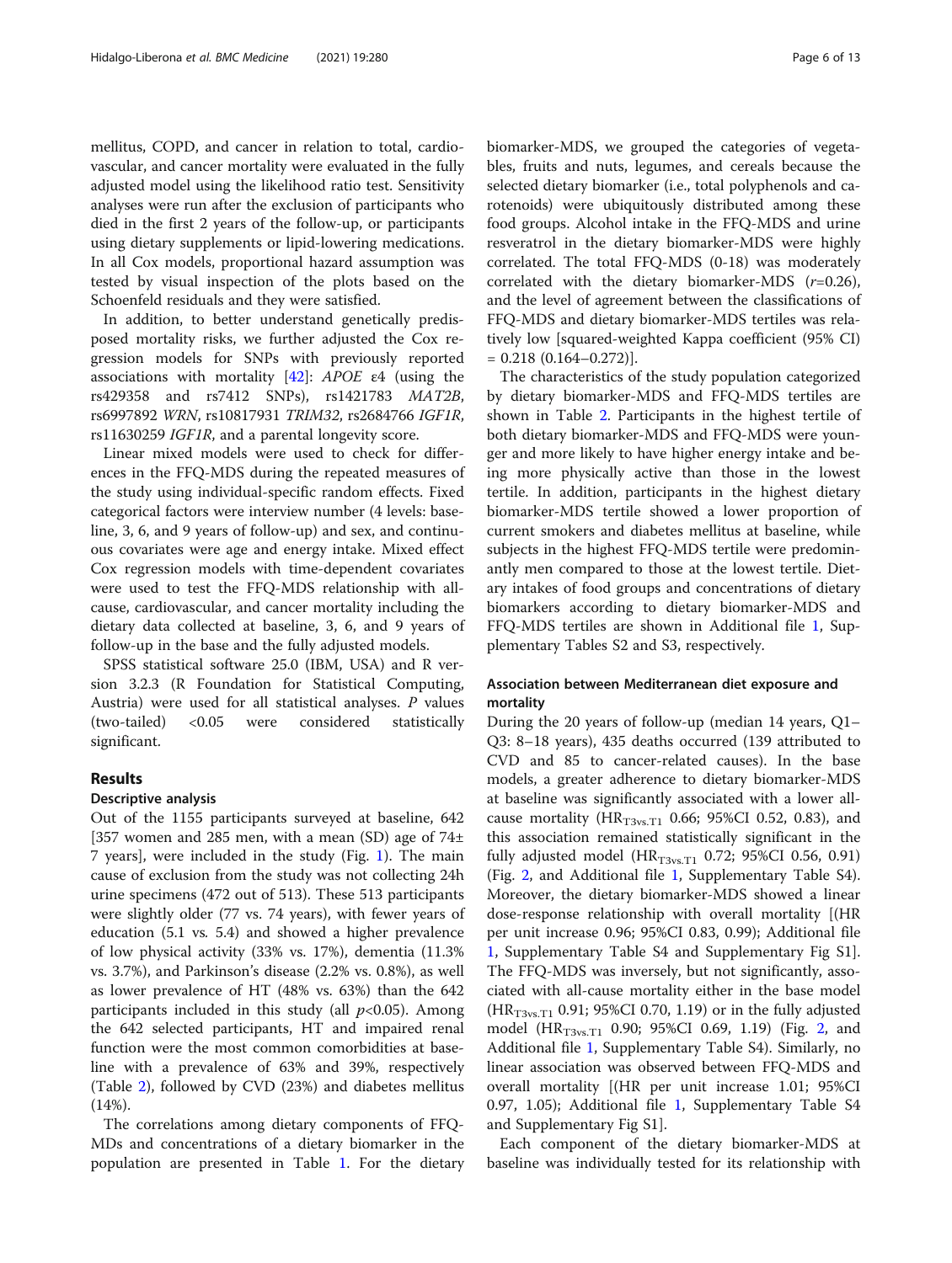mellitus, COPD, and cancer in relation to total, cardiovascular, and cancer mortality were evaluated in the fully adjusted model using the likelihood ratio test. Sensitivity analyses were run after the exclusion of participants who died in the first 2 years of the follow-up, or participants using dietary supplements or lipid-lowering medications. In all Cox models, proportional hazard assumption was tested by visual inspection of the plots based on the Schoenfeld residuals and they were satisfied.

In addition, to better understand genetically predisposed mortality risks, we further adjusted the Cox regression models for SNPs with previously reported associations with mortality [42]: *APOE* ε4 (using the rs429358 and rs7412 SNPs), rs1421783 *MAT2B*, rs6997892 *WRN*, rs10817931 *TRIM32*, rs2684766 *IGF1R*, rs11630259 *IGF1R*, and a parental longevity score.

Linear mixed models were used to check for differences in the FFQ-MDS during the repeated measures of the study using individual-specific random effects. Fixed categorical factors were interview number (4 levels: baseline, 3, 6, and 9 years of follow-up) and sex, and continuous covariates were age and energy intake. Mixed effect Cox regression models with time-dependent covariates were used to test the FFQ-MDS relationship with all-cause, cardiovascular, and cancer mortality including the dietary data collected at baseline, 3, 6, and 9 years of follow-up in the base and the fully adjusted models.

SPSS statistical software 25.0 (IBM, USA) and R version 3.2.3 (R Foundation for Statistical Computing, Austria) were used for all statistical analyses. *P* values (two-tailed) <0.05 were considered statistically significant.

## Results

### Descriptive analysis

Out of the 1155 participants surveyed at baseline, 642 [357 women and 285 men, with a mean (SD) age of 74± 7 years], were included in the study (Fig. 1). The main cause of exclusion from the study was not collecting 24h urine specimens (472 out of 513). These 513 participants were slightly older (77 vs. 74 years), with fewer years of education (5.1 vs. 5.4) and showed a higher prevalence of low physical activity (33% vs. 17%), dementia (11.3% vs. 3.7%), and Parkinson's disease (2.2% vs. 0.8%), as well as lower prevalence of HT (48% vs. 63%) than the 642 participants included in this study (all $p$<0.05). Among the 642 selected participants, HT and impaired renal function were the most common comorbidities at baseline with a prevalence of 63% and 39%, respectively (Table 2), followed by CVD (23%) and diabetes mellitus (14%).

The correlations among dietary components of FFQ-MDs and concentrations of a dietary biomarker in the population are presented in Table 1. For the dietary biomarker-MDS, we grouped the categories of vegetables, fruits and nuts, legumes, and cereals because the selected dietary biomarker (i.e., total polyphenols and carotenoids) were ubiquitously distributed among these food groups. Alcohol intake in the FFQ-MDS and urine resveratrol in the dietary biomarker-MDS were highly correlated. The total FFQ-MDS (0-18) was moderately correlated with the dietary biomarker-MDS ($r$=0.26), and the level of agreement between the classifications of FFQ-MDS and dietary biomarker-MDS tertiles was relatively low [squared-weighted Kappa coefficient (95% CI) = 0.218 (0.164–0.272)].

The characteristics of the study population categorized by dietary biomarker-MDS and FFQ-MDS tertiles are shown in Table 2. Participants in the highest tertile of both dietary biomarker-MDS and FFQ-MDS were younger and more likely to have higher energy intake and being more physically active than those in the lowest tertile. In addition, participants in the highest dietary biomarker-MDS tertile showed a lower proportion of current smokers and diabetes mellitus at baseline, while subjects in the highest FFQ-MDS tertile were predominantly men compared to those at the lowest tertile. Dietary intakes of food groups and concentrations of dietary biomarkers according to dietary biomarker-MDS and FFQ-MDS tertiles are shown in Additional file 1, Supplementary Tables S2 and S3, respectively.

### Association between Mediterranean diet exposure and mortality

During the 20 years of follow-up (median 14 years, Q1–Q3: 8–18 years), 435 deaths occurred (139 attributed to CVD and 85 to cancer-related causes). In the base models, a greater adherence to dietary biomarker-MDS at baseline was significantly associated with a lower all-cause mortality ($HR_{T3vs.T1}$ 0.66; 95%CI 0.52, 0.83), and this association remained statistically significant in the fully adjusted model ($HR_{T3vs.T1}$ 0.72; 95%CI 0.56, 0.91) (Fig. 2, and Additional file 1, Supplementary Table S4). Moreover, the dietary biomarker-MDS showed a linear dose-response relationship with overall mortality [(HR per unit increase 0.96; 95%CI 0.83, 0.99); Additional file 1, Supplementary Table S4 and Supplementary Fig S1]. The FFQ-MDS was inversely, but not significantly, associated with all-cause mortality either in the base model ($HR_{T3vs.T1}$ 0.91; 95%CI 0.70, 1.19) or in the fully adjusted model ($HR_{T3vs.T1}$ 0.90; 95%CI 0.69, 1.19) (Fig. 2, and Additional file 1, Supplementary Table S4). Similarly, no linear association was observed between FFQ-MDS and overall mortality [(HR per unit increase 1.01; 95%CI 0.97, 1.05); Additional file 1, Supplementary Table S4 and Supplementary Fig S1].

Each component of the dietary biomarker-MDS at baseline was individually tested for its relationship with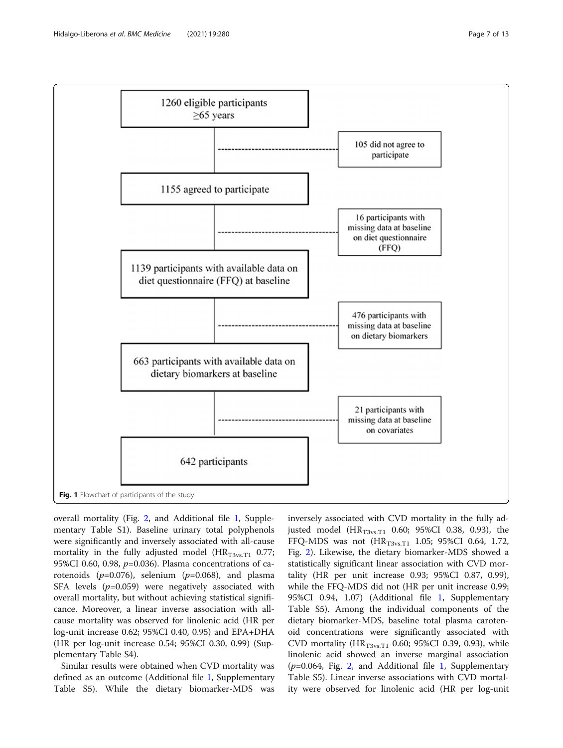1260 eligible participants ≥65 years

105 did not agree to participate

1155 agreed to participate

16 participants with missing data at baseline on diet questionnaire (FFQ)

1139 participants with available data on diet questionnaire (FFQ) at baseline

476 participants with missing data at baseline on dietary biomarkers

663 participants with available data on dietary biomarkers at baseline

21 participants with missing data at baseline on covariates

642 participants

**Fig. 1** Flowchart of participants of the study

overall mortality (Fig. 2, and Additional file 1, Supplementary Table S1). Baseline urinary total polyphenols were significantly and inversely associated with all-cause mortality in the fully adjusted model ($HR_{T3vs.T1}$ 0.77; 95%CI 0.60, 0.98, $p$=0.036). Plasma concentrations of carotenoids ($p$=0.076), selenium ($p$=0.068), and plasma SFA levels ($p$=0.059) were negatively associated with overall mortality, but without achieving statistical significance. Moreover, a linear inverse association with all-cause mortality was observed for linolenic acid (HR per log-unit increase 0.62; 95%CI 0.40, 0.95) and EPA+DHA (HR per log-unit increase 0.54; 95%CI 0.30, 0.99) (Supplementary Table S4).

Similar results were obtained when CVD mortality was defined as an outcome (Additional file 1, Supplementary Table S5). While the dietary biomarker-MDS was inversely associated with CVD mortality in the fully adjusted model ($HR_{T3vs.T1}$ 0.60; 95%CI 0.38, 0.93), the FFQ-MDS was not ($HR_{T3vs.T1}$ 1.05; 95%CI 0.64, 1.72, Fig. 2). Likewise, the dietary biomarker-MDS showed a statistically significant linear association with CVD mortality (HR per unit increase 0.93; 95%CI 0.87, 0.99), while the FFQ-MDS did not (HR per unit increase 0.99; 95%CI 0.94, 1.07) (Additional file 1, Supplementary Table S5). Among the individual components of the dietary biomarker-MDS, baseline total plasma carotenoid concentrations were significantly associated with CVD mortality ($HR_{T3vs.T1}$ 0.60; 95%CI 0.39, 0.93), while linolenic acid showed an inverse marginal association ($p$=0.064, Fig. 2, and Additional file 1, Supplementary Table S5). Linear inverse associations with CVD mortality were observed for linolenic acid (HR per log-unit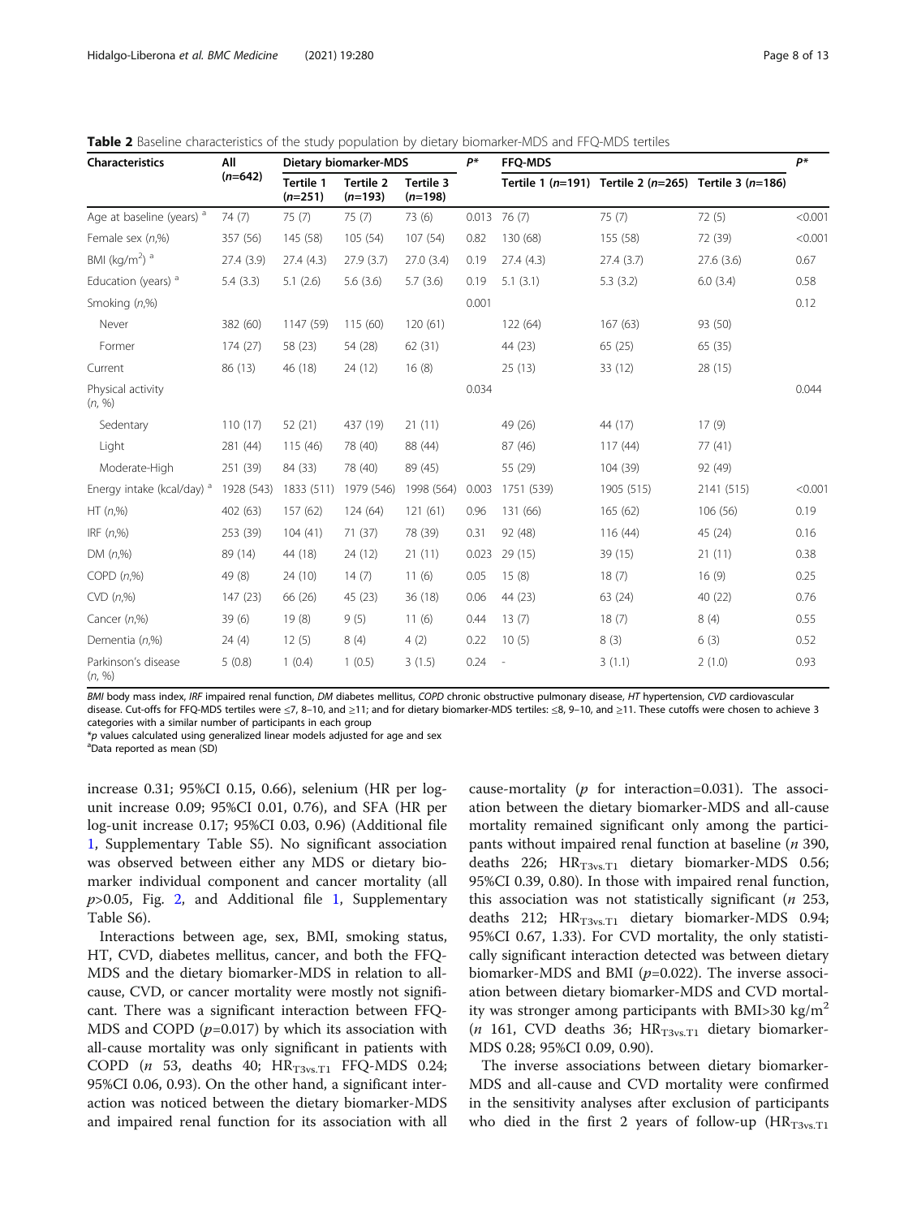**Table 2** Baseline characteristics of the study population by dietary biomarker-MDS and FFQ-MDS tertiles

| Characteristics | All (n=642) | Dietary biomarker-MDS | | | P* | FFQ-MDS | | | P* |
|---|---|---|---|---|---|---|---|---|---|
| | | Tertile 1 (n=251) | Tertile 2 (n=193) | Tertile 3 (n=198) | | Tertile 1 (n=191) | Tertile 2 (n=265) | Tertile 3 (n=186) | |
| Age at baseline (years) [a] | 74 (7) | 75 (7) | 75 (7) | 73 (6) | 0.013 | 76 (7) | 75 (7) | 72 (5) | <0.001 |
| Female sex (n,%) | 357 (56) | 145 (58) | 105 (54) | 107 (54) | 0.82 | 130 (68) | 155 (58) | 72 (39) | <0.001 |
| BMI (kg/m$^2$) [a] | 27.4 (3.9) | 27.4 (4.3) | 27.9 (3.7) | 27.0 (3.4) | 0.19 | 27.4 (4.3) | 27.4 (3.7) | 27.6 (3.6) | 0.67 |
| Education (years) [a] | 5.4 (3.3) | 5.1 (2.6) | 5.6 (3.6) | 5.7 (3.6) | 0.19 | 5.1 (3.1) | 5.3 (3.2) | 6.0 (3.4) | 0.58 |
| Smoking (n,%) | | | | | 0.001 | | | | 0.12 |
| Never | 382 (60) | 1147 (59) | 115 (60) | 120 (61) | | 122 (64) | 167 (63) | 93 (50) | |
| Former | 174 (27) | 58 (23) | 54 (28) | 62 (31) | | 44 (23) | 65 (25) | 65 (35) | |
| Current | 86 (13) | 46 (18) | 24 (12) | 16 (8) | | 25 (13) | 33 (12) | 28 (15) | |
| Physical activity (n, %) | | | | | 0.034 | | | | 0.044 |
| Sedentary | 110 (17) | 52 (21) | 437 (19) | 21 (11) | | 49 (26) | 44 (17) | 17 (9) | |
| Light | 281 (44) | 115 (46) | 78 (40) | 88 (44) | | 87 (46) | 117 (44) | 77 (41) | |
| Moderate-High | 251 (39) | 84 (33) | 78 (40) | 89 (45) | | 55 (29) | 104 (39) | 92 (49) | |
| Energy intake (kcal/day) [a] | 1928 (543) | 1833 (511) | 1979 (546) | 1998 (564) | 0.003 | 1751 (539) | 1905 (515) | 2141 (515) | <0.001 |
| HT (n,%) | 402 (63) | 157 (62) | 124 (64) | 121 (61) | 0.96 | 131 (66) | 165 (62) | 106 (56) | 0.19 |
| IRF (n,%) | 253 (39) | 104 (41) | 71 (37) | 78 (39) | 0.31 | 92 (48) | 116 (44) | 45 (24) | 0.16 |
| DM (n,%) | 89 (14) | 44 (18) | 24 (12) | 21 (11) | 0.023 | 29 (15) | 39 (15) | 21 (11) | 0.38 |
| COPD (n,%) | 49 (8) | 24 (10) | 14 (7) | 11 (6) | 0.05 | 15 (8) | 18 (7) | 16 (9) | 0.25 |
| CVD (n,%) | 147 (23) | 66 (26) | 45 (23) | 36 (18) | 0.06 | 44 (23) | 63 (24) | 40 (22) | 0.76 |
| Cancer (n,%) | 39 (6) | 19 (8) | 9 (5) | 11 (6) | 0.44 | 13 (7) | 18 (7) | 8 (4) | 0.55 |
| Dementia (n,%) | 24 (4) | 12 (5) | 8 (4) | 4 (2) | 0.22 | 10 (5) | 8 (3) | 6 (3) | 0.52 |
| Parkinson's disease (n, %) | 5 (0.8) | 1 (0.4) | 1 (0.5) | 3 (1.5) | 0.24 | - | 3 (1.1) | 2 (1.0) | 0.93 |

*BMI* body mass index, *IRF* impaired renal function, *DM* diabetes mellitus, *COPD* chronic obstructive pulmonary disease, *HT* hypertension, *CVD* cardiovascular disease. Cut-offs for FFQ-MDS tertiles were ≤7, 8–10, and ≥11; and for dietary biomarker-MDS tertiles: ≤8, 9–10, and ≥11. These cutoffs were chosen to achieve 3 categories with a similar number of participants in each group

*p values calculated using generalized linear models adjusted for age and sex

[a]Data reported as mean (SD)

increase 0.31; 95%CI 0.15, 0.66), selenium (HR per log-unit increase 0.09; 95%CI 0.01, 0.76), and SFA (HR per log-unit increase 0.17; 95%CI 0.03, 0.96) (Additional file 1, Supplementary Table S5). No significant association was observed between either any MDS or dietary biomarker individual component and cancer mortality (all $p$>0.05, Fig. 2, and Additional file 1, Supplementary Table S6).

Interactions between age, sex, BMI, smoking status, HT, CVD, diabetes mellitus, cancer, and both the FFQ-MDS and the dietary biomarker-MDS in relation to all-cause, CVD, or cancer mortality were mostly not significant. There was a significant interaction between FFQ-MDS and COPD ($p$=0.017) by which its association with all-cause mortality was only significant in patients with COPD ($n$ 53, deaths 40; $HR_{T3vs.T1}$ FFQ-MDS 0.24; 95%CI 0.06, 0.93). On the other hand, a significant interaction was noticed between the dietary biomarker-MDS and impaired renal function for its association with all cause-mortality ($p$ for interaction=0.031). The association between the dietary biomarker-MDS and all-cause mortality remained significant only among the participants without impaired renal function at baseline ($n$ 390, deaths 226; $HR_{T3vs.T1}$ dietary biomarker-MDS 0.56; 95%CI 0.39, 0.80). In those with impaired renal function, this association was not statistically significant ($n$ 253, deaths 212; $HR_{T3vs.T1}$ dietary biomarker-MDS 0.94; 95%CI 0.67, 1.33). For CVD mortality, the only statistically significant interaction detected was between dietary biomarker-MDS and BMI ($p$=0.022). The inverse association between dietary biomarker-MDS and CVD mortality was stronger among participants with BMI>30 kg/m$^2$ ($n$ 161, CVD deaths 36; $HR_{T3vs.T1}$ dietary biomarker-MDS 0.28; 95%CI 0.09, 0.90).

The inverse associations between dietary biomarker-MDS and all-cause and CVD mortality were confirmed in the sensitivity analyses after exclusion of participants who died in the first 2 years of follow-up ($HR_{T3vs.T1}$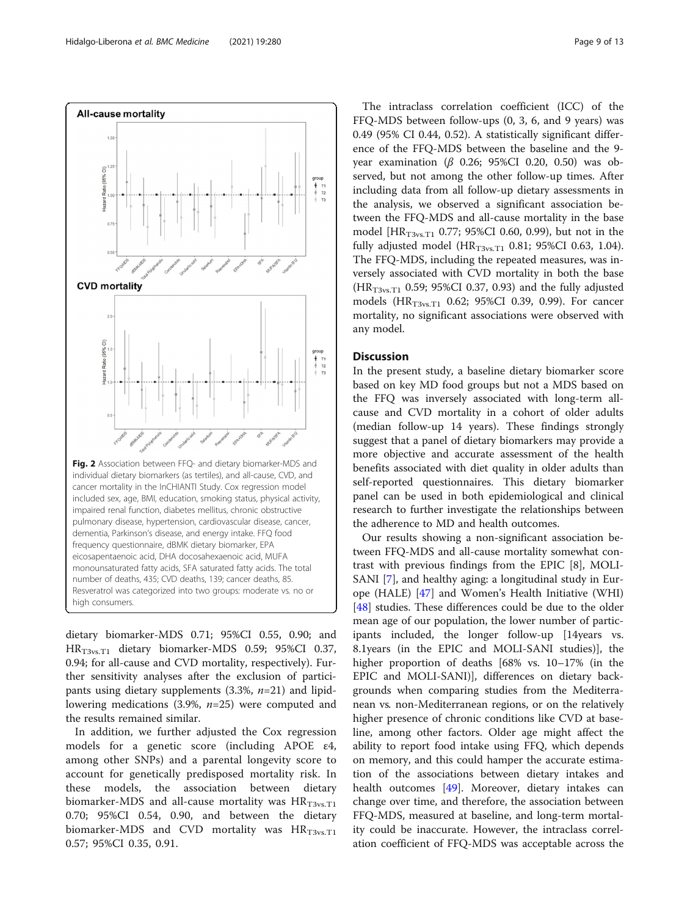**Fig. 2** Association between FFQ- and dietary biomarker-MDS and individual dietary biomarkers (as tertiles), and all-cause, CVD, and cancer mortality in the InCHIANTI Study. Cox regression model included sex, age, BMI, education, smoking status, physical activity, impaired renal function, diabetes mellitus, chronic obstructive pulmonary disease, hypertension, cardiovascular disease, cancer, dementia, Parkinson's disease, and energy intake. FFQ food frequency questionnaire, dBMK dietary biomarker, EPA eicosapentaenoic acid, DHA docosahexaenoic acid, MUFA monounsaturated fatty acids, SFA saturated fatty acids. The total number of deaths, 435; CVD deaths, 139; cancer deaths, 85. Resveratrol was categorized into two groups: moderate vs. no or high consumers.

dietary biomarker-MDS 0.71; 95%CI 0.55, 0.90; and $HR_{T3vs.T1}$ dietary biomarker-MDS 0.59; 95%CI 0.37, 0.94; for all-cause and CVD mortality, respectively). Further sensitivity analyses after the exclusion of participants using dietary supplements (3.3%, *n*=21) and lipid-lowering medications (3.9%, *n*=25) were computed and the results remained similar.

In addition, we further adjusted the Cox regression models for a genetic score (including APOE ε4, among other SNPs) and a parental longevity score to account for genetically predisposed mortality risk. In these models, the association between dietary biomarker-MDS and all-cause mortality was $HR_{T3vs.T1}$ 0.70; 95%CI 0.54, 0.90, and between the dietary biomarker-MDS and CVD mortality was $HR_{T3vs.T1}$ 0.57; 95%CI 0.35, 0.91.

The intraclass correlation coefficient (ICC) of the FFQ-MDS between follow-ups (0, 3, 6, and 9 years) was 0.49 (95% CI 0.44, 0.52). A statistically significant difference of the FFQ-MDS between the baseline and the 9-year examination ($\beta$ 0.26; 95%CI 0.20, 0.50) was observed, but not among the other follow-up times. After including data from all follow-up dietary assessments in the analysis, we observed a significant association between the FFQ-MDS and all-cause mortality in the base model [$HR_{T3vs.T1}$ 0.77; 95%CI 0.60, 0.99), but not in the fully adjusted model ($HR_{T3vs.T1}$ 0.81; 95%CI 0.63, 1.04). The FFQ-MDS, including the repeated measures, was inversely associated with CVD mortality in both the base ($HR_{T3vs.T1}$ 0.59; 95%CI 0.37, 0.93) and the fully adjusted models ($HR_{T3vs.T1}$ 0.62; 95%CI 0.39, 0.99). For cancer mortality, no significant associations were observed with any model.

## Discussion

In the present study, a baseline dietary biomarker score based on key MD food groups but not a MDS based on the FFQ was inversely associated with long-term all-cause and CVD mortality in a cohort of older adults (median follow-up 14 years). These findings strongly suggest that a panel of dietary biomarkers may provide a more objective and accurate assessment of the health benefits associated with diet quality in older adults than self-reported questionnaires. This dietary biomarker panel can be used in both epidemiological and clinical research to further investigate the relationships between the adherence to MD and health outcomes.

Our results showing a non-significant association between FFQ-MDS and all-cause mortality somewhat contrast with previous findings from the EPIC [8], MOLI-SANI [7], and healthy aging: a longitudinal study in Europe (HALE) [47] and Women's Health Initiative (WHI) [48] studies. These differences could be due to the older mean age of our population, the lower number of participants included, the longer follow-up [14years vs. 8.1years (in the EPIC and MOLI-SANI studies)], the higher proportion of deaths [68% vs. 10–17% (in the EPIC and MOLI-SANI)], differences on dietary backgrounds when comparing studies from the Mediterranean *vs.* non-Mediterranean regions, or on the relatively higher presence of chronic conditions like CVD at baseline, among other factors. Older age might affect the ability to report food intake using FFQ, which depends on memory, and this could hamper the accurate estimation of the associations between dietary intakes and health outcomes [49]. Moreover, dietary intakes can change over time, and therefore, the association between FFQ-MDS, measured at baseline, and long-term mortality could be inaccurate. However, the intraclass correlation coefficient of FFQ-MDS was acceptable across the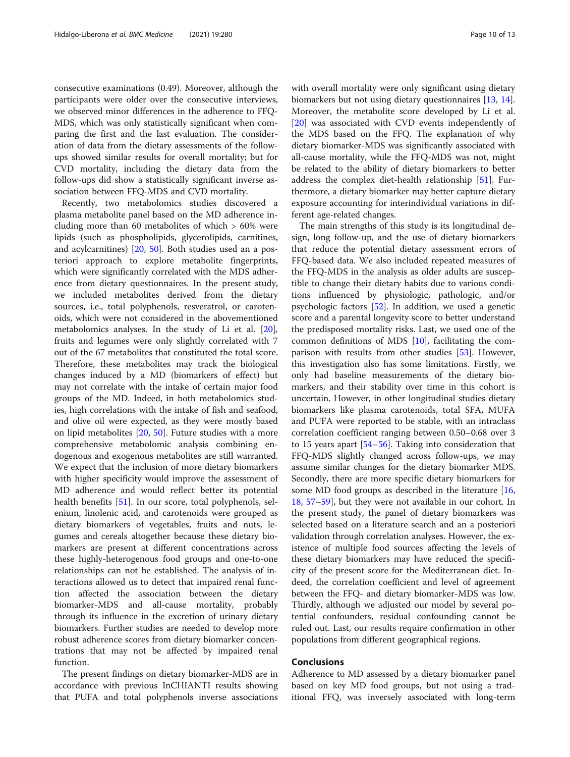consecutive examinations (0.49). Moreover, although the participants were older over the consecutive interviews, we observed minor differences in the adherence to FFQ-MDS, which was only statistically significant when comparing the first and the last evaluation. The consideration of data from the dietary assessments of the follow-ups showed similar results for overall mortality; but for CVD mortality, including the dietary data from the follow-ups did show a statistically significant inverse association between FFQ-MDS and CVD mortality.

Recently, two metabolomics studies discovered a plasma metabolite panel based on the MD adherence including more than 60 metabolites of which > 60% were lipids (such as phospholipids, glycerolipids, carnitines, and acylcarnitines) [20, 50]. Both studies used an a posteriori approach to explore metabolite fingerprints, which were significantly correlated with the MDS adherence from dietary questionnaires. In the present study, we included metabolites derived from the dietary sources, i.e., total polyphenols, resveratrol, or carotenoids, which were not considered in the abovementioned metabolomics analyses. In the study of Li et al. [20], fruits and legumes were only slightly correlated with 7 out of the 67 metabolites that constituted the total score. Therefore, these metabolites may track the biological changes induced by a MD (biomarkers of effect) but may not correlate with the intake of certain major food groups of the MD. Indeed, in both metabolomics studies, high correlations with the intake of fish and seafood, and olive oil were expected, as they were mostly based on lipid metabolites [20, 50]. Future studies with a more comprehensive metabolomic analysis combining endogenous and exogenous metabolites are still warranted. We expect that the inclusion of more dietary biomarkers with higher specificity would improve the assessment of MD adherence and would reflect better its potential health benefits [51]. In our score, total polyphenols, selenium, linolenic acid, and carotenoids were grouped as dietary biomarkers of vegetables, fruits and nuts, legumes and cereals altogether because these dietary biomarkers are present at different concentrations across these highly-heterogenous food groups and one-to-one relationships can not be established. The analysis of interactions allowed us to detect that impaired renal function affected the association between the dietary biomarker-MDS and all-cause mortality, probably through its influence in the excretion of urinary dietary biomarkers. Further studies are needed to develop more robust adherence scores from dietary biomarker concentrations that may not be affected by impaired renal function.

The present findings on dietary biomarker-MDS are in accordance with previous InCHIANTI results showing that PUFA and total polyphenols inverse associations with overall mortality were only significant using dietary biomarkers but not using dietary questionnaires [13, 14]. Moreover, the metabolite score developed by Li et al. [20] was associated with CVD events independently of the MDS based on the FFQ. The explanation of why dietary biomarker-MDS was significantly associated with all-cause mortality, while the FFQ-MDS was not, might be related to the ability of dietary biomarkers to better address the complex diet-health relationship [51]. Furthermore, a dietary biomarker may better capture dietary exposure accounting for interindividual variations in different age-related changes.

The main strengths of this study is its longitudinal design, long follow-up, and the use of dietary biomarkers that reduce the potential dietary assessment errors of FFQ-based data. We also included repeated measures of the FFQ-MDS in the analysis as older adults are susceptible to change their dietary habits due to various conditions influenced by physiologic, pathologic, and/or psychologic factors [52]. In addition, we used a genetic score and a parental longevity score to better understand the predisposed mortality risks. Last, we used one of the common definitions of MDS [10], facilitating the comparison with results from other studies [53]. However, this investigation also has some limitations. Firstly, we only had baseline measurements of the dietary biomarkers, and their stability over time in this cohort is uncertain. However, in other longitudinal studies dietary biomarkers like plasma carotenoids, total SFA, MUFA and PUFA were reported to be stable, with an intraclass correlation coefficient ranging between 0.50–0.68 over 3 to 15 years apart [54–56]. Taking into consideration that FFQ-MDS slightly changed across follow-ups, we may assume similar changes for the dietary biomarker MDS. Secondly, there are more specific dietary biomarkers for some MD food groups as described in the literature [16, 18, 57–59], but they were not available in our cohort. In the present study, the panel of dietary biomarkers was selected based on a literature search and an a posteriori validation through correlation analyses. However, the existence of multiple food sources affecting the levels of these dietary biomarkers may have reduced the specificity of the present score for the Mediterranean diet. Indeed, the correlation coefficient and level of agreement between the FFQ- and dietary biomarker-MDS was low. Thirdly, although we adjusted our model by several potential confounders, residual confounding cannot be ruled out. Last, our results require confirmation in other populations from different geographical regions.

## Conclusions

Adherence to MD assessed by a dietary biomarker panel based on key MD food groups, but not using a traditional FFQ, was inversely associated with long-term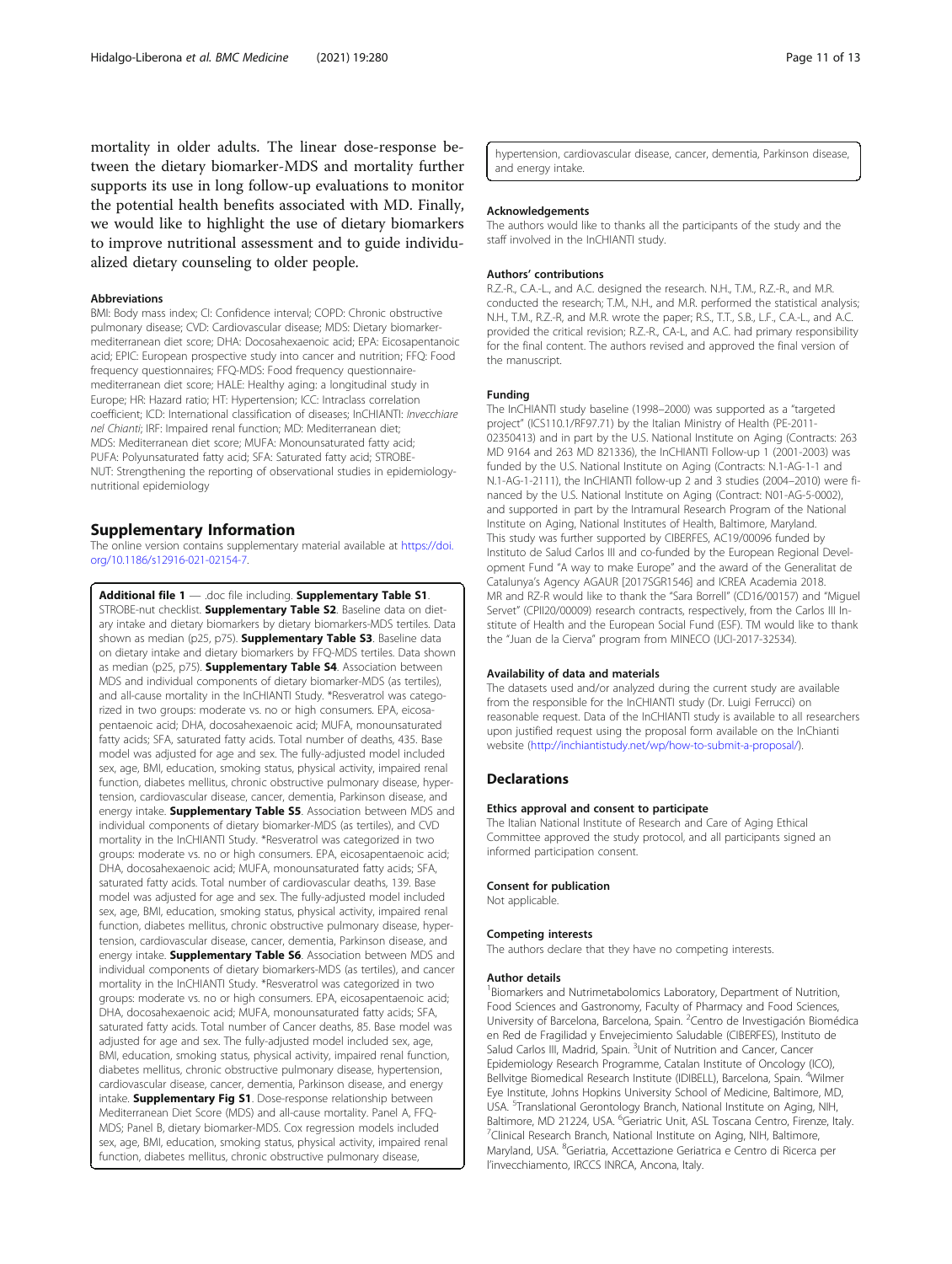mortality in older adults. The linear dose-response between the dietary biomarker-MDS and mortality further supports its use in long follow-up evaluations to monitor the potential health benefits associated with MD. Finally, we would like to highlight the use of dietary biomarkers to improve nutritional assessment and to guide individualized dietary counseling to older people.

### Abbreviations

BMI: Body mass index; CI: Confidence interval; COPD: Chronic obstructive pulmonary disease; CVD: Cardiovascular disease; MDS: Dietary biomarker-mediterranean diet score; DHA: Docosahexaenoic acid; EPA: Eicosapentanoic acid; EPIC: European prospective study into cancer and nutrition; FFQ: Food frequency questionnaires; FFQ-MDS: Food frequency questionnaire-mediterranean diet score; HALE: Healthy aging: a longitudinal study in Europe; HR: Hazard ratio; HT: Hypertension; ICC: Intraclass correlation coefficient; ICD: International classification of diseases; InCHIANTI: *Invecchiare nel Chianti*; IRF: Impaired renal function; MD: Mediterranean diet; MDS: Mediterranean diet score; MUFA: Monounsaturated fatty acid; PUFA: Polyunsaturated fatty acid; SFA: Saturated fatty acid; STROBE-NUT: Strengthening the reporting of observational studies in epidemiology-nutritional epidemiology

## Supplementary Information

The online version contains supplementary material available at https://doi.org/10.1186/s12916-021-02154-7.

**Additional file 1** — .doc file including. **Supplementary Table S1**. STROBE-nut checklist. **Supplementary Table S2**. Baseline data on dietary intake and dietary biomarkers by dietary biomarkers-MDS tertiles. Data shown as median (p25, p75). **Supplementary Table S3**. Baseline data on dietary intake and dietary biomarkers by FFQ-MDS tertiles. Data shown as median (p25, p75). **Supplementary Table S4**. Association between MDS and individual components of dietary biomarker-MDS (as tertiles), and all-cause mortality in the InCHIANTI Study. *Resveratrol was categorized in two groups: moderate vs. no or high consumers. EPA, eicosapentaenoic acid; DHA, docosahexaenoic acid; MUFA, monounsaturated fatty acids; SFA, saturated fatty acids. Total number of deaths, 435. Base model was adjusted for age and sex. The fully-adjusted model included sex, age, BMI, education, smoking status, physical activity, impaired renal function, diabetes mellitus, chronic obstructive pulmonary disease, hypertension, cardiovascular disease, cancer, dementia, Parkinson disease, and energy intake. **Supplementary Table S5**. Association between MDS and individual components of dietary biomarker-MDS (as tertiles), and CVD mortality in the InCHIANTI Study. *Resveratrol was categorized in two groups: moderate vs. no or high consumers. EPA, eicosapentaenoic acid; DHA, docosahexaenoic acid; MUFA, monounsaturated fatty acids; SFA, saturated fatty acids. Total number of cardiovascular deaths, 139. Base model was adjusted for age and sex. The fully-adjusted model included sex, age, BMI, education, smoking status, physical activity, impaired renal function, diabetes mellitus, chronic obstructive pulmonary disease, hypertension, cardiovascular disease, cancer, dementia, Parkinson disease, and energy intake. **Supplementary Table S6**. Association between MDS and individual components of dietary biomarkers-MDS (as tertiles), and cancer mortality in the InCHIANTI Study. *Resveratrol was categorized in two groups: moderate vs. no or high consumers. EPA, eicosapentaenoic acid; DHA, docosahexaenoic acid; MUFA, monounsaturated fatty acids; SFA, saturated fatty acids. Total number of Cancer deaths, 85. Base model was adjusted for age and sex. The fully-adjusted model included sex, age, BMI, education, smoking status, physical activity, impaired renal function, diabetes mellitus, chronic obstructive pulmonary disease, hypertension, cardiovascular disease, cancer, dementia, Parkinson disease, and energy intake. **Supplementary Fig S1**. Dose-response relationship between Mediterranean Diet Score (MDS) and all-cause mortality. Panel A, FFQ-MDS; Panel B, dietary biomarker-MDS. Cox regression models included sex, age, BMI, education, smoking status, physical activity, impaired renal function, diabetes mellitus, chronic obstructive pulmonary disease, hypertension, cardiovascular disease, cancer, dementia, Parkinson disease, and energy intake.

### Acknowledgements

The authors would like to thanks all the participants of the study and the staff involved in the InCHIANTI study.

### Authors' contributions

R.Z.-R., C.A.-L., and A.C. designed the research. N.H., T.M., R.Z.-R., and M.R. conducted the research; T.M., N.H., and M.R. performed the statistical analysis; N.H., T.M., R.Z.-R, and M.R. wrote the paper; R.S., T.T., S.B., L.F., C.A.-L., and A.C. provided the critical revision; R.Z.-R., CA-L, and A.C. had primary responsibility for the final content. The authors revised and approved the final version of the manuscript.

### Funding

The InCHIANTI study baseline (1998–2000) was supported as a "targeted project" (ICS110.1/RF97.71) by the Italian Ministry of Health (PE-2011-02350413) and in part by the U.S. National Institute on Aging (Contracts: 263 MD 9164 and 263 MD 821336), the InCHIANTI Follow-up 1 (2001-2003) was funded by the U.S. National Institute on Aging (Contracts: N.1-AG-1-1 and N.1-AG-1-2111), the InCHIANTI follow-up 2 and 3 studies (2004–2010) were financed by the U.S. National Institute on Aging (Contract: N01-AG-5-0002), and supported in part by the Intramural Research Program of the National Institute on Aging, National Institutes of Health, Baltimore, Maryland. This study was further supported by CIBERFES, AC19/00096 funded by Instituto de Salud Carlos III and co-funded by the European Regional Development Fund "A way to make Europe" and the award of the Generalitat de Catalunya's Agency AGAUR [2017SGR1546] and ICREA Academia 2018. MR and RZ-R would like to thank the "Sara Borrell" (CD16/00157) and "Miguel Servet" (CPII20/00009) research contracts, respectively, from the Carlos III Institute of Health and the European Social Fund (ESF). TM would like to thank the "Juan de la Cierva" program from MINECO (IJCI-2017-32534).

### Availability of data and materials

The datasets used and/or analyzed during the current study are available from the responsible for the InCHIANTI study (Dr. Luigi Ferrucci) on reasonable request. Data of the InCHIANTI study is available to all researchers upon justified request using the proposal form available on the InChianti website (http://inchiantistudy.net/wp/how-to-submit-a-proposal/).

## Declarations

### Ethics approval and consent to participate

The Italian National Institute of Research and Care of Aging Ethical Committee approved the study protocol, and all participants signed an informed participation consent.

### Consent for publication

Not applicable.

### Competing interests

The authors declare that they have no competing interests.

### Author details

[1]Biomarkers and Nutrimetabolomics Laboratory, Department of Nutrition, Food Sciences and Gastronomy, Faculty of Pharmacy and Food Sciences, University of Barcelona, Barcelona, Spain. [2]Centro de Investigación Biomédica en Red de Fragilidad y Envejecimiento Saludable (CIBERFES), Instituto de Salud Carlos III, Madrid, Spain. [3]Unit of Nutrition and Cancer, Cancer Epidemiology Research Programme, Catalan Institute of Oncology (ICO), Bellvitge Biomedical Research Institute (IDIBELL), Barcelona, Spain. [4]Wilmer Eye Institute, Johns Hopkins University School of Medicine, Baltimore, MD, USA. [5]Translational Gerontology Branch, National Institute on Aging, NIH, Baltimore, MD 21224, USA. [6]Geriatric Unit, ASL Toscana Centro, Firenze, Italy. [7]Clinical Research Branch, National Institute on Aging, NIH, Baltimore, Maryland, USA. [8]Geriatria, Accettazione Geriatrica e Centro di Ricerca per l'invecchiamento, IRCCS INRCA, Ancona, Italy.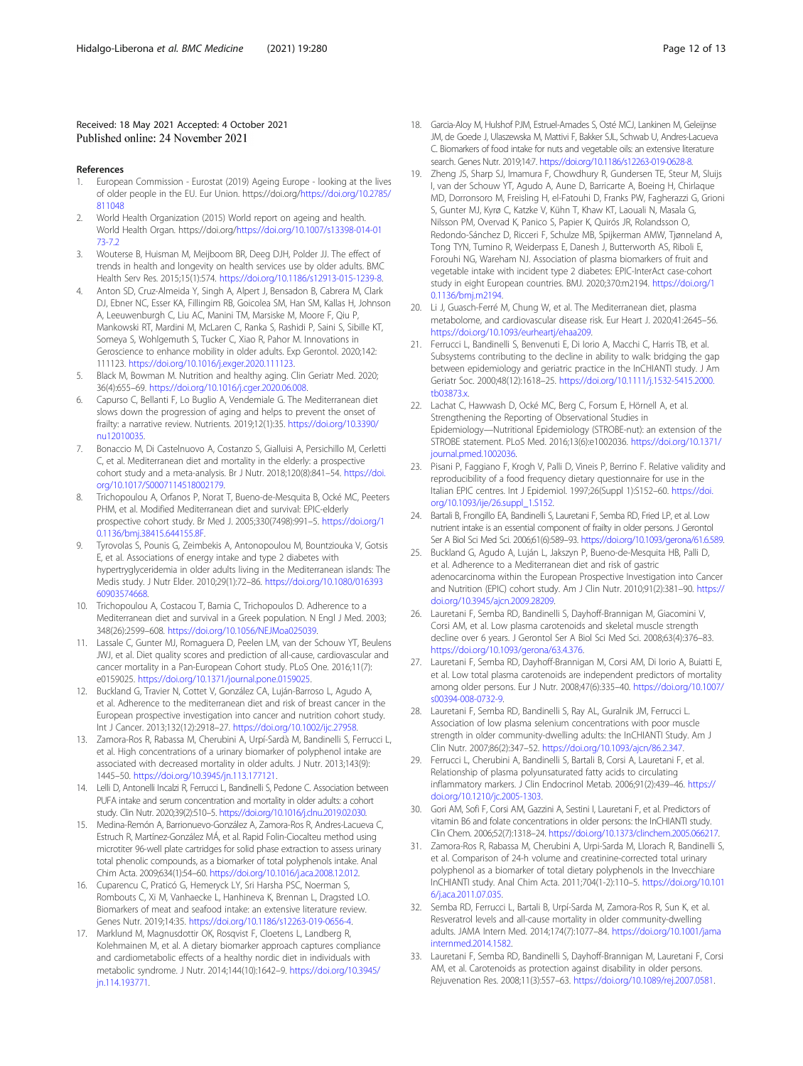Received: 18 May 2021 Accepted: 4 October 2021
Published online: 24 November 2021

## References

1. European Commission - Eurostat (2019) Ageing Europe - looking at the lives of older people in the EU. Eur Union. https://doi.org/https://doi.org/10.2785/811048
2. World Health Organization (2015) World report on ageing and health. World Health Organ. https://doi.org/https://doi.org/10.1007/s13398-014-0173-7.2
3. Wouterse B, Huisman M, Meijboom BR, Deeg DJH, Polder JJ. The effect of trends in health and longevity on health services use by older adults. BMC Health Serv Res. 2015;15(1):574. https://doi.org/10.1186/s12913-015-1239-8.
4. Anton SD, Cruz-Almeida Y, Singh A, Alpert J, Bensadon B, Cabrera M, Clark DJ, Ebner NC, Esser KA, Fillingim RB, Goicolea SM, Han SM, Kallas H, Johnson A, Leeuwenburgh C, Liu AC, Manini TM, Marsiske M, Moore F, Qiu P, Mankowski RT, Mardini M, McLaren C, Ranka S, Rashidi P, Saini S, Sibille KT, Someya S, Wohlgemuth S, Tucker C, Xiao R, Pahor M. Innovations in Geroscience to enhance mobility in older adults. Exp Gerontol. 2020;142:111123. https://doi.org/10.1016/j.exger.2020.111123.
5. Black M, Bowman M. Nutrition and healthy aging. Clin Geriatr Med. 2020;36(4):655–69. https://doi.org/10.1016/j.cger.2020.06.008.
6. Capurso C, Bellanti F, Lo Buglio A, Vendemiale G. The Mediterranean diet slows down the progression of aging and helps to prevent the onset of frailty: a narrative review. Nutrients. 2019;12(1):35. https://doi.org/10.3390/nu12010035.
7. Bonaccio M, Di Castelnuovo A, Costanzo S, Gialluisi A, Persichillo M, Cerletti C, et al. Mediterranean diet and mortality in the elderly: a prospective cohort study and a meta-analysis. Br J Nutr. 2018;120(8):841–54. https://doi.org/10.1017/S0007114518002179.
8. Trichopoulou A, Orfanos P, Norat T, Bueno-de-Mesquita B, Ocké MC, Peeters PHM, et al. Modified Mediterranean diet and survival: EPIC-elderly prospective cohort study. Br Med J. 2005;330(7498):991–5. https://doi.org/10.1136/bmj.38415.644155.8F.
9. Tyrovolas S, Pounis G, Zeimbekis A, Antonopoulou M, Bountziouka V, Gotsis E, et al. Associations of energy intake and type 2 diabetes with hypertryglyceridemia in older adults living in the Mediterranean islands: The Medis study. J Nutr Elder. 2010;29(1):72–86. https://doi.org/10.1080/01639360903574668.
10. Trichopoulou A, Costacou T, Bamia C, Trichopoulos D. Adherence to a Mediterranean diet and survival in a Greek population. N Engl J Med. 2003;348(26):2599–608. https://doi.org/10.1056/NEJMoa025039.
11. Lassale C, Gunter MJ, Romaguera D, Peelen LM, van der Schouw YT, Beulens JWJ, et al. Diet quality scores and prediction of all-cause, cardiovascular and cancer mortality in a Pan-European Cohort study. PLoS One. 2016;11(7):e0159025. https://doi.org/10.1371/journal.pone.0159025.
12. Buckland G, Travier N, Cottet V, González CA, Luján-Barroso L, Agudo A, et al. Adherence to the mediterranean diet and risk of breast cancer in the European prospective investigation into cancer and nutrition cohort study. Int J Cancer. 2013;132(12):2918–27. https://doi.org/10.1002/ijc.27958.
13. Zamora-Ros R, Rabassa M, Cherubini A, Urpí-Sardà M, Bandinelli S, Ferrucci L, et al. High concentrations of a urinary biomarker of polyphenol intake are associated with decreased mortality in older adults. J Nutr. 2013;143(9):1445–50. https://doi.org/10.3945/jn.113.177121.
14. Lelli D, Antonelli Incalzi R, Ferrucci L, Bandinelli S, Pedone C. Association between PUFA intake and serum concentration and mortality in older adults: a cohort study. Clin Nutr. 2020;39(2):510–5. https://doi.org/10.1016/j.clnu.2019.02.030.
15. Medina-Remón A, Barrionuevo-González A, Zamora-Ros R, Andres-Lacueva C, Estruch R, Martínez-González MÁ, et al. Rapid Folin-Ciocalteu method using microtiter 96-well plate cartridges for solid phase extraction to assess urinary total phenolic compounds, as a biomarker of total polyphenols intake. Anal Chim Acta. 2009;634(1):54–60. https://doi.org/10.1016/j.aca.2008.12.012.
16. Cuparencu C, Praticó G, Hemeryck LY, Sri Harsha PSC, Noerman S, Rombouts C, Xi M, Vanhaecke L, Hanhineva K, Brennan L, Dragsted LO. Biomarkers of meat and seafood intake: an extensive literature review. Genes Nutr. 2019;14:35. https://doi.org/10.1186/s12263-019-0656-4.
17. Marklund M, Magnusdottir OK, Rosqvist F, Cloetens L, Landberg R, Kolehmainen M, et al. A dietary biomarker approach captures compliance and cardiometabolic effects of a healthy nordic diet in individuals with metabolic syndrome. J Nutr. 2014;144(10):1642–9. https://doi.org/10.3945/jn.114.193771.
18. Garcia-Aloy M, Hulshof PJM, Estruel-Amades S, Osté MCJ, Lankinen M, Geleijnse JM, de Goede J, Ulaszewska M, Mattivi F, Bakker SJL, Schwab U, Andres-Lacueva C. Biomarkers of food intake for nuts and vegetable oils: an extensive literature search. Genes Nutr. 2019;14:7. https://doi.org/10.1186/s12263-019-0628-8.
19. Zheng JS, Sharp SJ, Imamura F, Chowdhury R, Gundersen TE, Steur M, Sluijs I, van der Schouw YT, Agudo A, Aune D, Barricarte A, Boeing H, Chirlaque MD, Dorronsoro M, Freisling H, el-Fatouhi D, Franks PW, Fagherazzi G, Grioni S, Gunter MJ, Kyrø C, Katzke V, Kühn T, Khaw KT, Laouali N, Masala G, Nilsson PM, Overvad K, Panico S, Papier K, Quirós JR, Rolandsson O, Redondo-Sánchez D, Ricceri F, Schulze MB, Spijkerman AMW, Tjønneland A, Tong TYN, Tumino R, Weiderpass E, Danesh J, Butterworth AS, Riboli E, Forouhi NG, Wareham NJ. Association of plasma biomarkers of fruit and vegetable intake with incident type 2 diabetes: EPIC-InterAct case-cohort study in eight European countries. BMJ. 2020;370:m2194. https://doi.org/10.1136/bmj.m2194.
20. Li J, Guasch-Ferré M, Chung W, et al. The Mediterranean diet, plasma metabolome, and cardiovascular disease risk. Eur Heart J. 2020;41:2645–56. https://doi.org/10.1093/eurheartj/ehaa209.
21. Ferrucci L, Bandinelli S, Benvenuti E, Di Iorio A, Macchi C, Harris TB, et al. Subsystems contributing to the decline in ability to walk: bridging the gap between epidemiology and geriatric practice in the InCHIANTI study. J Am Geriatr Soc. 2000;48(12):1618–25. https://doi.org/10.1111/j.1532-5415.2000.tb03873.x.
22. Lachat C, Hawwash D, Ocké MC, Berg C, Forsum E, Hörnell A, et al. Strengthening the Reporting of Observational Studies in Epidemiology—Nutritional Epidemiology (STROBE-nut): an extension of the STROBE statement. PLoS Med. 2016;13(6):e1002036. https://doi.org/10.1371/journal.pmed.1002036.
23. Pisani P, Faggiano F, Krogh V, Palli D, Vineis P, Berrino F. Relative validity and reproducibility of a food frequency dietary questionnaire for use in the Italian EPIC centres. Int J Epidemiol. 1997;26(Suppl 1):S152–60. https://doi.org/10.1093/ije/26.suppl_1.S152.
24. Bartali B, Frongillo EA, Bandinelli S, Lauretani F, Semba RD, Fried LP, et al. Low nutrient intake is an essential component of frailty in older persons. J Gerontol Ser A Biol Sci Med Sci. 2006;61(6):589–93. https://doi.org/10.1093/gerona/61.6.589.
25. Buckland G, Agudo A, Luján L, Jakszyn P, Bueno-de-Mesquita HB, Palli D, et al. Adherence to a Mediterranean diet and risk of gastric adenocarcinoma within the European Prospective Investigation into Cancer and Nutrition (EPIC) cohort study. Am J Clin Nutr. 2010;91(2):381–90. https://doi.org/10.3945/ajcn.2009.28209.
26. Lauretani F, Semba RD, Bandinelli S, Dayhoff-Brannigan M, Giacomini V, Corsi AM, et al. Low plasma carotenoids and skeletal muscle strength decline over 6 years. J Gerontol Ser A Biol Sci Med Sci. 2008;63(4):376–83. https://doi.org/10.1093/gerona/63.4.376.
27. Lauretani F, Semba RD, Dayhoff-Brannigan M, Corsi AM, Di Iorio A, Buiatti E, et al. Low total plasma carotenoids are independent predictors of mortality among older persons. Eur J Nutr. 2008;47(6):335–40. https://doi.org/10.1007/s00394-008-0732-9.
28. Lauretani F, Semba RD, Bandinelli S, Ray AL, Guralnik JM, Ferrucci L. Association of low plasma selenium concentrations with poor muscle strength in older community-dwelling adults: the InCHIANTI Study. Am J Clin Nutr. 2007;86(2):347–52. https://doi.org/10.1093/ajcn/86.2.347.
29. Ferrucci L, Cherubini A, Bandinelli S, Bartali B, Corsi A, Lauretani F, et al. Relationship of plasma polyunsaturated fatty acids to circulating inflammatory markers. J Clin Endocrinol Metab. 2006;91(2):439–46. https://doi.org/10.1210/jc.2005-1303.
30. Gori AM, Sofi F, Corsi AM, Gazzini A, Sestini I, Lauretani F, et al. Predictors of vitamin B6 and folate concentrations in older persons: the InCHIANTI study. Clin Chem. 2006;52(7):1318–24. https://doi.org/10.1373/clinchem.2005.066217.
31. Zamora-Ros R, Rabassa M, Cherubini A, Urpi-Sarda M, Llorach R, Bandinelli S, et al. Comparison of 24-h volume and creatinine-corrected total urinary polyphenol as a biomarker of total dietary polyphenols in the Invecchiare InCHIANTI study. Anal Chim Acta. 2011;704(1-2):110–5. https://doi.org/10.1016/j.aca.2011.07.035.
32. Semba RD, Ferrucci L, Bartali B, Urpí-Sarda M, Zamora-Ros R, Sun K, et al. Resveratrol levels and all-cause mortality in older community-dwelling adults. JAMA Intern Med. 2014;174(7):1077–84. https://doi.org/10.1001/jamainternmed.2014.1582.
33. Lauretani F, Semba RD, Bandinelli S, Dayhoff-Brannigan M, Lauretani F, Corsi AM, et al. Carotenoids as protection against disability in older persons. Rejuvenation Res. 2008;11(3):557–63. https://doi.org/10.1089/rej.2007.0581.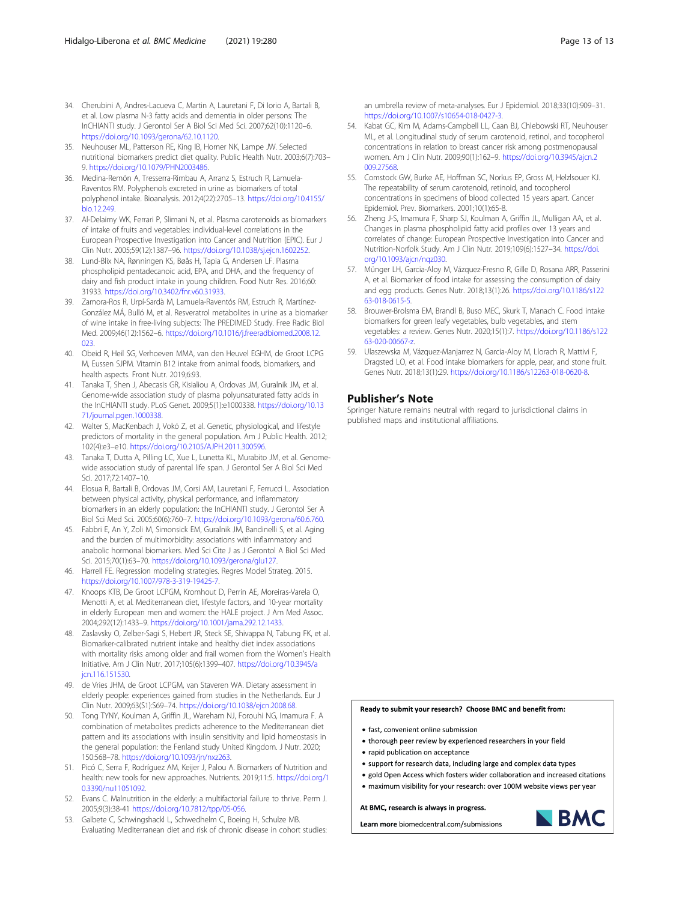34. Cherubini A, Andres-Lacueva C, Martin A, Lauretani F, Di Iorio A, Bartali B, et al. Low plasma N-3 fatty acids and dementia in older persons: The InCHIANTI study. J Gerontol Ser A Biol Sci Med Sci. 2007;62(10):1120–6. https://doi.org/10.1093/gerona/62.10.1120.
35. Neuhouser ML, Patterson RE, King IB, Horner NK, Lampe JW. Selected nutritional biomarkers predict diet quality. Public Health Nutr. 2003;6(7):703–9. https://doi.org/10.1079/PHN2003486.
36. Medina-Remón A, Tresserra-Rimbau A, Arranz S, Estruch R, Lamuela-Raventos RM. Polyphenols excreted in urine as biomarkers of total polyphenol intake. Bioanalysis. 2012;4(22):2705–13. https://doi.org/10.4155/bio.12.249.
37. Al-Delaimy WK, Ferrari P, Slimani N, et al. Plasma carotenoids as biomarkers of intake of fruits and vegetables: individual-level correlations in the European Prospective Investigation into Cancer and Nutrition (EPIC). Eur J Clin Nutr. 2005;59(12):1387–96. https://doi.org/10.1038/sj.ejcn.1602252.
38. Lund-Blix NA, Rønningen KS, Bøås H, Tapia G, Andersen LF. Plasma phospholipid pentadecanoic acid, EPA, and DHA, and the frequency of dairy and fish product intake in young children. Food Nutr Res. 2016;60:31933. https://doi.org/10.3402/fnr.v60.31933.
39. Zamora-Ros R, Urpí-Sardà M, Lamuela-Raventós RM, Estruch R, Martínez-González MÁ, Bulló M, et al. Resveratrol metabolites in urine as a biomarker of wine intake in free-living subjects: The PREDIMED Study. Free Radic Biol Med. 2009;46(12):1562–6. https://doi.org/10.1016/j.freeradbiomed.2008.12.023.
40. Obeid R, Heil SG, Verhoeven MMA, van den Heuvel EGHM, de Groot LCPG M, Eussen SJPM. Vitamin B12 intake from animal foods, biomarkers, and health aspects. Front Nutr. 2019;6:93.
41. Tanaka T, Shen J, Abecasis GR, Kisialiou A, Ordovas JM, Guralnik JM, et al. Genome-wide association study of plasma polyunsaturated fatty acids in the InCHIANTI study. PLoS Genet. 2009;5(1):e1000338. https://doi.org/10.1371/journal.pgen.1000338.
42. Walter S, MacKenbach J, Vokó Z, et al. Genetic, physiological, and lifestyle predictors of mortality in the general population. Am J Public Health. 2012;102(4):e3–e10. https://doi.org/10.2105/AJPH.2011.300596.
43. Tanaka T, Dutta A, Pilling LC, Xue L, Lunetta KL, Murabito JM, et al. Genome-wide association study of parental life span. J Gerontol Ser A Biol Sci Med Sci. 2017;72:1407–10.
44. Elosua R, Bartali B, Ordovas JM, Corsi AM, Lauretani F, Ferrucci L. Association between physical activity, physical performance, and inflammatory biomarkers in an elderly population: the InCHIANTI study. J Gerontol Ser A Biol Sci Med Sci. 2005;60(6):760–7. https://doi.org/10.1093/gerona/60.6.760.
45. Fabbri E, An Y, Zoli M, Simonsick EM, Guralnik JM, Bandinelli S, et al. Aging and the burden of multimorbidity: associations with inflammatory and anabolic hormonal biomarkers. Med Sci Cite J as J Gerontol A Biol Sci Med Sci. 2015;70(1):63–70. https://doi.org/10.1093/gerona/glu127.
46. Harrell FE. Regression modeling strategies. Regres Model Strateg. 2015. https://doi.org/10.1007/978-3-319-19425-7.
47. Knoops KTB, De Groot LCPGM, Kromhout D, Perrin AE, Moreiras-Varela O, Menotti A, et al. Mediterranean diet, lifestyle factors, and 10-year mortality in elderly European men and women: the HALE project. J Am Med Assoc. 2004;292(12):1433–9. https://doi.org/10.1001/jama.292.12.1433.
48. Zaslavsky O, Zelber-Sagi S, Hebert JR, Steck SE, Shivappa N, Tabung FK, et al. Biomarker-calibrated nutrient intake and healthy diet index associations with mortality risks among older and frail women from the Women's Health Initiative. Am J Clin Nutr. 2017;105(6):1399–407. https://doi.org/10.3945/ajcn.116.151530.
49. de Vries JHM, de Groot LCPGM, van Staveren WA. Dietary assessment in elderly people: experiences gained from studies in the Netherlands. Eur J Clin Nutr. 2009;63(S1):S69–74. https://doi.org/10.1038/ejcn.2008.68.
50. Tong TYNY, Koulman A, Griffin JL, Wareham NJ, Forouhi NG, Imamura F. A combination of metabolites predicts adherence to the Mediterranean diet pattern and its associations with insulin sensitivity and lipid homeostasis in the general population: the Fenland study United Kingdom. J Nutr. 2020;150:568–78. https://doi.org/10.1093/jn/nxz263.
51. Picó C, Serra F, Rodríguez AM, Keijer J, Palou A. Biomarkers of Nutrition and health: new tools for new approaches. Nutrients. 2019;11:5. https://doi.org/10.3390/nu11051092.
52. Evans C. Malnutrition in the elderly: a multifactorial failure to thrive. Perm J. 2005;9(3):38-41 https://doi.org/10.7812/tpp/05-056.
53. Galbete C, Schwingshackl L, Schwedhelm C, Boeing H, Schulze MB. Evaluating Mediterranean diet and risk of chronic disease in cohort studies: an umbrella review of meta-analyses. Eur J Epidemiol. 2018;33(10):909–31. https://doi.org/10.1007/s10654-018-0427-3.
54. Kabat GC, Kim M, Adams-Campbell LL, Caan BJ, Chlebowski RT, Neuhouser ML, et al. Longitudinal study of serum carotenoid, retinol, and tocopherol concentrations in relation to breast cancer risk among postmenopausal women. Am J Clin Nutr. 2009;90(1):162–9. https://doi.org/10.3945/ajcn.2009.27568.
55. Comstock GW, Burke AE, Hoffman SC, Norkus EP, Gross M, Helzlsouer KJ. The repeatability of serum carotenoid, retinoid, and tocopherol concentrations in specimens of blood collected 15 years apart. Cancer Epidemiol. Prev. Biomarkers. 2001;10(1):65-8.
56. Zheng J-S, Imamura F, Sharp SJ, Koulman A, Griffin JL, Mulligan AA, et al. Changes in plasma phospholipid fatty acid profiles over 13 years and correlates of change: European Prospective Investigation into Cancer and Nutrition-Norfolk Study. Am J Clin Nutr. 2019;109(6):1527–34. https://doi.org/10.1093/ajcn/nqz030.
57. Münger LH, Garcia-Aloy M, Vázquez-Fresno R, Gille D, Rosana ARR, Passerini A, et al. Biomarker of food intake for assessing the consumption of dairy and egg products. Genes Nutr. 2018;13(1):26. https://doi.org/10.1186/s12263-018-0615-5.
58. Brouwer-Brolsma EM, Brandl B, Buso MEC, Skurk T, Manach C. Food intake biomarkers for green leafy vegetables, bulb vegetables, and stem vegetables: a review. Genes Nutr. 2020;15(1):7. https://doi.org/10.1186/s12263-020-00667-z.
59. Ulaszewska M, Vázquez-Manjarrez N, Garcia-Aloy M, Llorach R, Mattivi F, Dragsted LO, et al. Food intake biomarkers for apple, pear, and stone fruit. Genes Nutr. 2018;13(1):29. https://doi.org/10.1186/s12263-018-0620-8.

## Publisher's Note

Springer Nature remains neutral with regard to jurisdictional claims in published maps and institutional affiliations.

**Ready to submit your research? Choose BMC and benefit from:**

- fast, convenient online submission
- thorough peer review by experienced researchers in your field
- rapid publication on acceptance
- support for research data, including large and complex data types
- gold Open Access which fosters wider collaboration and increased citations
- maximum visibility for your research: over 100M website views per year

**At BMC, research is always in progress.**

**Learn more** biomedcentral.com/submissions

BMC